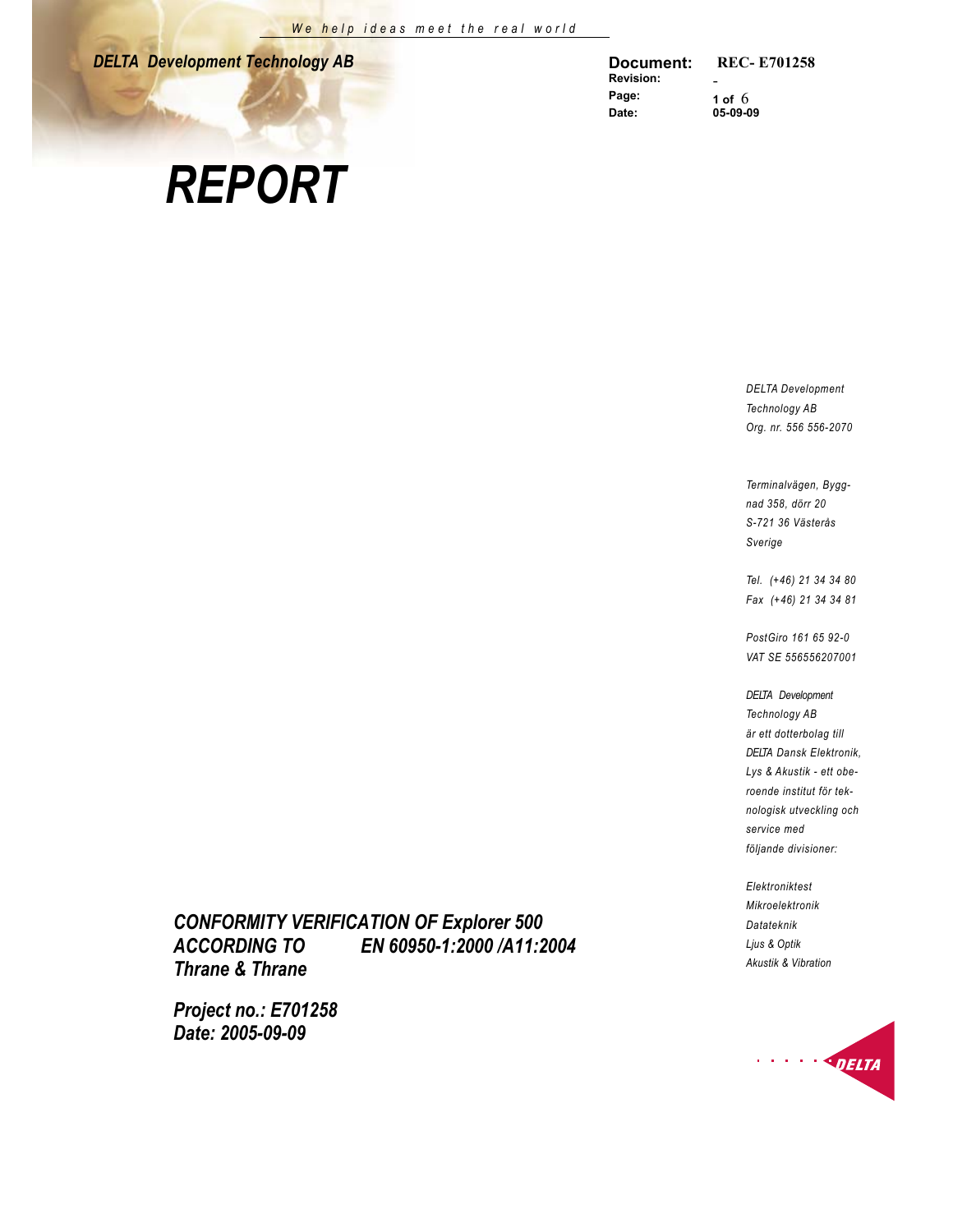*We help ideas meet the real world*

***DELTA Development Technology AB***

| **Document:** | **REC- E701258** |
|---|---|
| **Revision:** | - |
| **Page:** | **1 of** 6 |
| **Date:** | **05-09-09** |

# *REPORT*

*DELTA Development Technology AB*
*Org. nr. 556 556-2070*

*Terminalvägen, Byggnad 358, dörr 20*
*S-721 36 Västerås*
*Sverige*

*Tel. (+46) 21 34 34 80*
*Fax (+46) 21 34 34 81*

*PostGiro 161 65 92-0*
*VAT SE 556556207001*

*DELTA Development Technology AB är ett dotterbolag till DELTA Dansk Elektronik, Lys & Akustik - ett oberoende institut för teknologisk utveckling och service med följande divisioner:*

*Elektroniktest*
*Mikroelektronik*
*Datateknik*
*Ljus & Optik*
*Akustik & Vibration*

***CONFORMITY VERIFICATION OF Explorer 500***
***ACCORDING TO EN 60950-1:2000 /A11:2004***
***Thrane & Thrane***

***Project no.: E701258***
***Date: 2005-09-09***

DELTA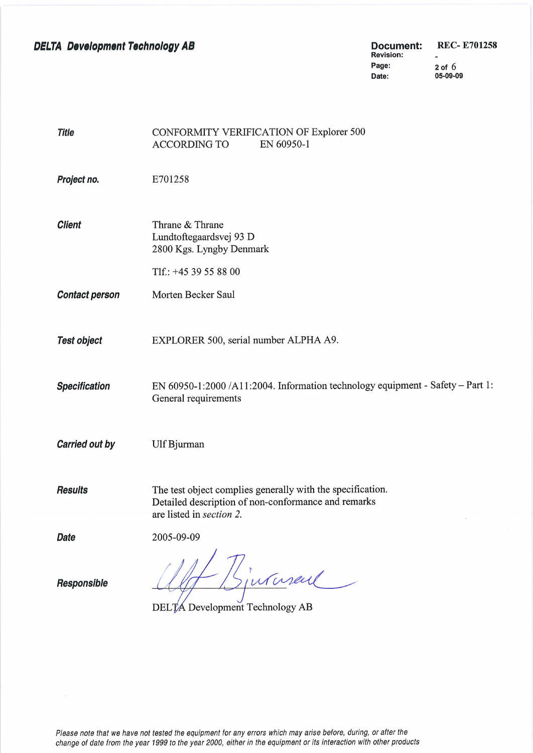| | |
|---|---|
| ***Title*** | CONFORMITY VERIFICATION OF Explorer 500 ACCORDING TO EN 60950-1 |
| ***Project no.*** | E701258 |
| ***Client*** | Thrane & Thrane<br>Lundtoftegaardsvej 93 D<br>2800 Kgs. Lyngby Denmark<br><br>Tlf.: +45 39 55 88 00 |
| ***Contact person*** | Morten Becker Saul |
| ***Test object*** | EXPLORER 500, serial number ALPHA A9. |
| ***Specification*** | EN 60950-1:2000 /A11:2004. Information technology equipment - Safety – Part 1: General requirements |
| ***Carried out by*** | Ulf Bjurman |
| ***Results*** | The test object complies generally with the specification. Detailed description of non-conformance and remarks are listed in *section 2.* |
| ***Date*** | 2005-09-09 |
| ***Responsible*** | DELTA Development Technology AB |

*Please note that we have not tested the equipment for any errors which may arise before, during, or after the change of date from the year 1999 to the year 2000, either in the equipment or its interaction with other products*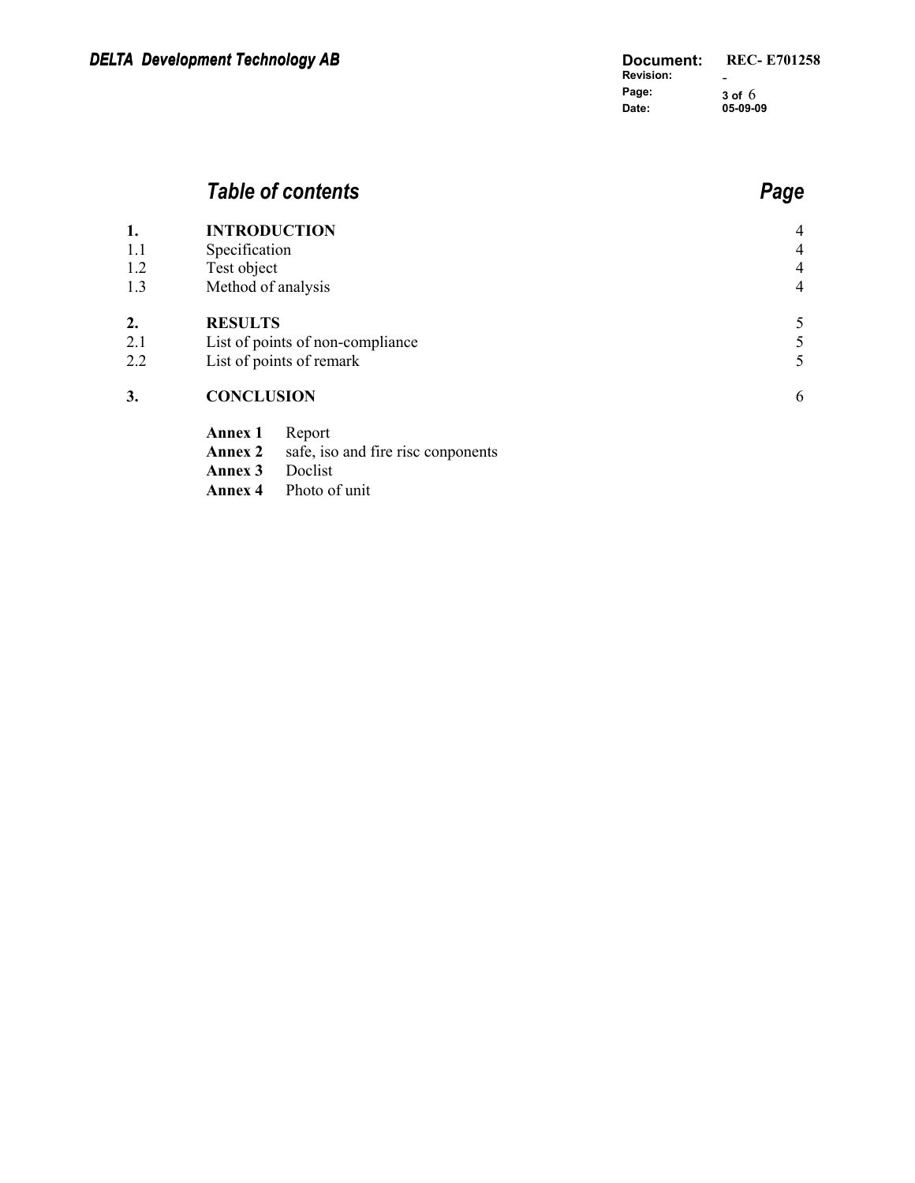## *Table of contents* — *Page*

| | | |
|---|---|---|
| **1.** | **INTRODUCTION** | 4 |
| 1.1 | Specification | 4 |
| 1.2 | Test object | 4 |
| 1.3 | Method of analysis | 4 |
| **2.** | **RESULTS** | 5 |
| 2.1 | List of points of non-compliance | 5 |
| 2.2 | List of points of remark | 5 |
| **3.** | **CONCLUSION** | 6 |

**Annex 1** Report
**Annex 2** safe, iso and fire risc conponents
**Annex 3** Doclist
**Annex 4** Photo of unit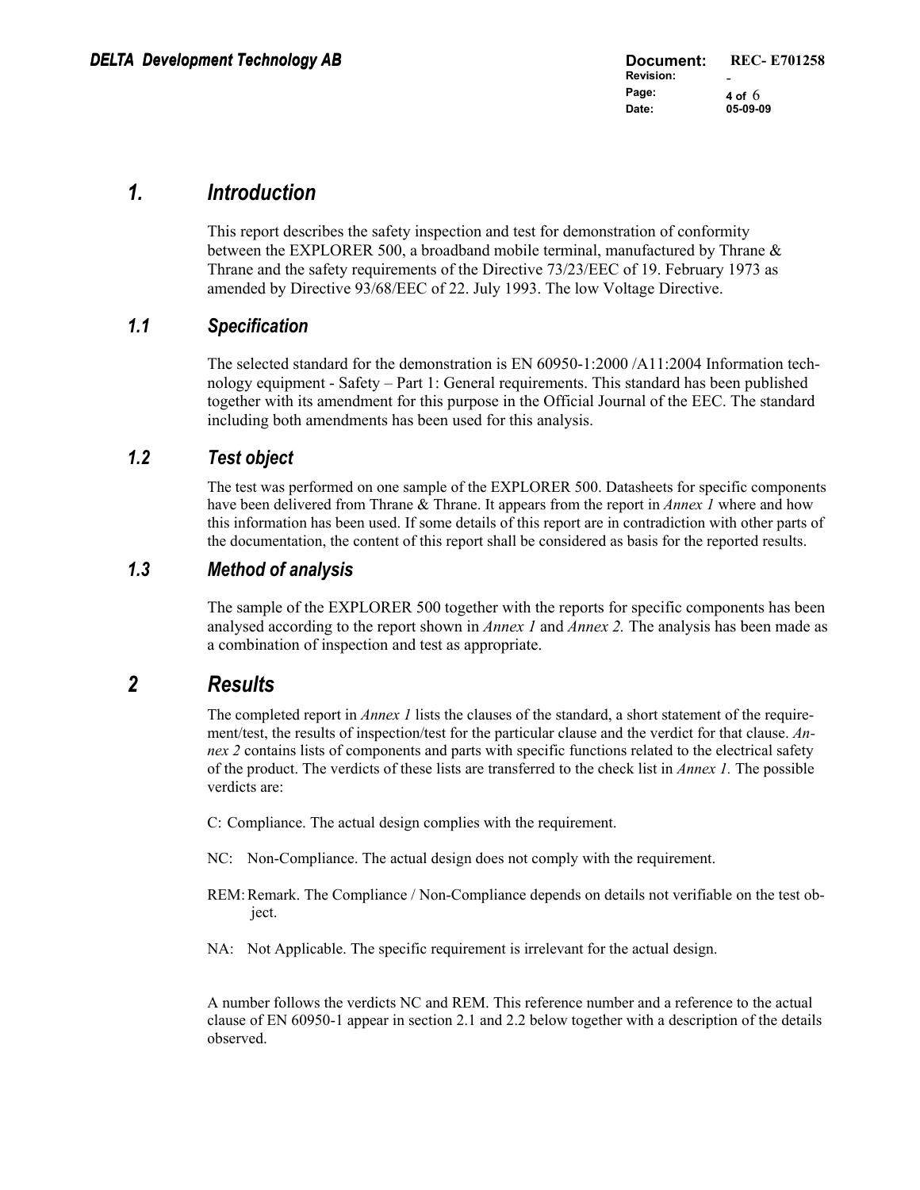# 1. Introduction

This report describes the safety inspection and test for demonstration of conformity between the EXPLORER 500, a broadband mobile terminal, manufactured by Thrane & Thrane and the safety requirements of the Directive 73/23/EEC of 19. February 1973 as amended by Directive 93/68/EEC of 22. July 1993. The low Voltage Directive.

## 1.1 Specification

The selected standard for the demonstration is EN 60950-1:2000 /A11:2004 Information technology equipment - Safety – Part 1: General requirements. This standard has been published together with its amendment for this purpose in the Official Journal of the EEC. The standard including both amendments has been used for this analysis.

## 1.2 Test object

The test was performed on one sample of the EXPLORER 500. Datasheets for specific components have been delivered from Thrane & Thrane. It appears from the report in *Annex 1* where and how this information has been used. If some details of this report are in contradiction with other parts of the documentation, the content of this report shall be considered as basis for the reported results.

## 1.3 Method of analysis

The sample of the EXPLORER 500 together with the reports for specific components has been analysed according to the report shown in *Annex 1* and *Annex 2.* The analysis has been made as a combination of inspection and test as appropriate.

# 2 Results

The completed report in *Annex 1* lists the clauses of the standard, a short statement of the requirement/test, the results of inspection/test for the particular clause and the verdict for that clause. *Annex 2* contains lists of components and parts with specific functions related to the electrical safety of the product. The verdicts of these lists are transferred to the check list in *Annex 1.* The possible verdicts are:

C: Compliance. The actual design complies with the requirement.

NC: Non-Compliance. The actual design does not comply with the requirement.

REM: Remark. The Compliance / Non-Compliance depends on details not verifiable on the test object.

NA: Not Applicable. The specific requirement is irrelevant for the actual design.

A number follows the verdicts NC and REM. This reference number and a reference to the actual clause of EN 60950-1 appear in section 2.1 and 2.2 below together with a description of the details observed.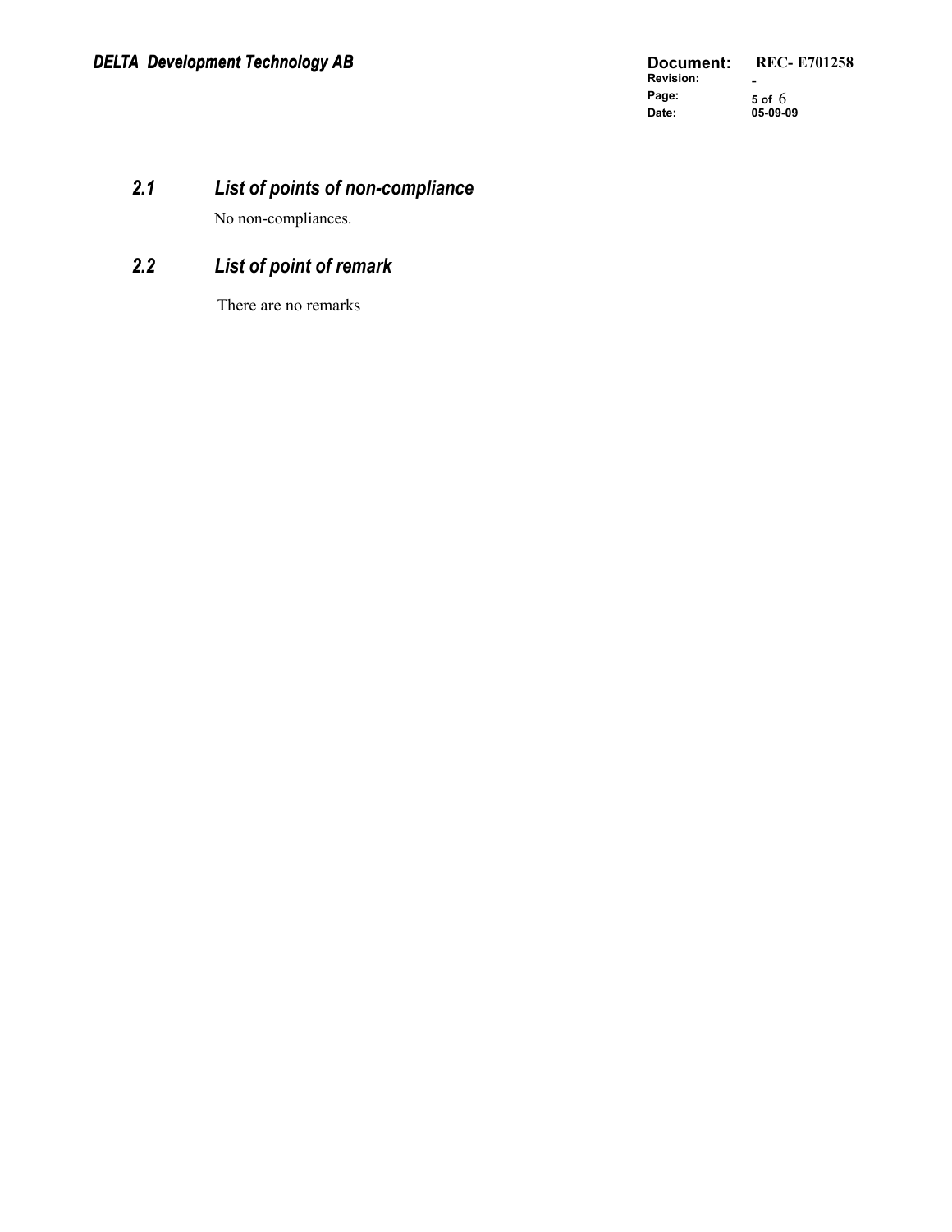### *2.1 List of points of non-compliance*

No non-compliances.

### *2.2 List of point of remark*

There are no remarks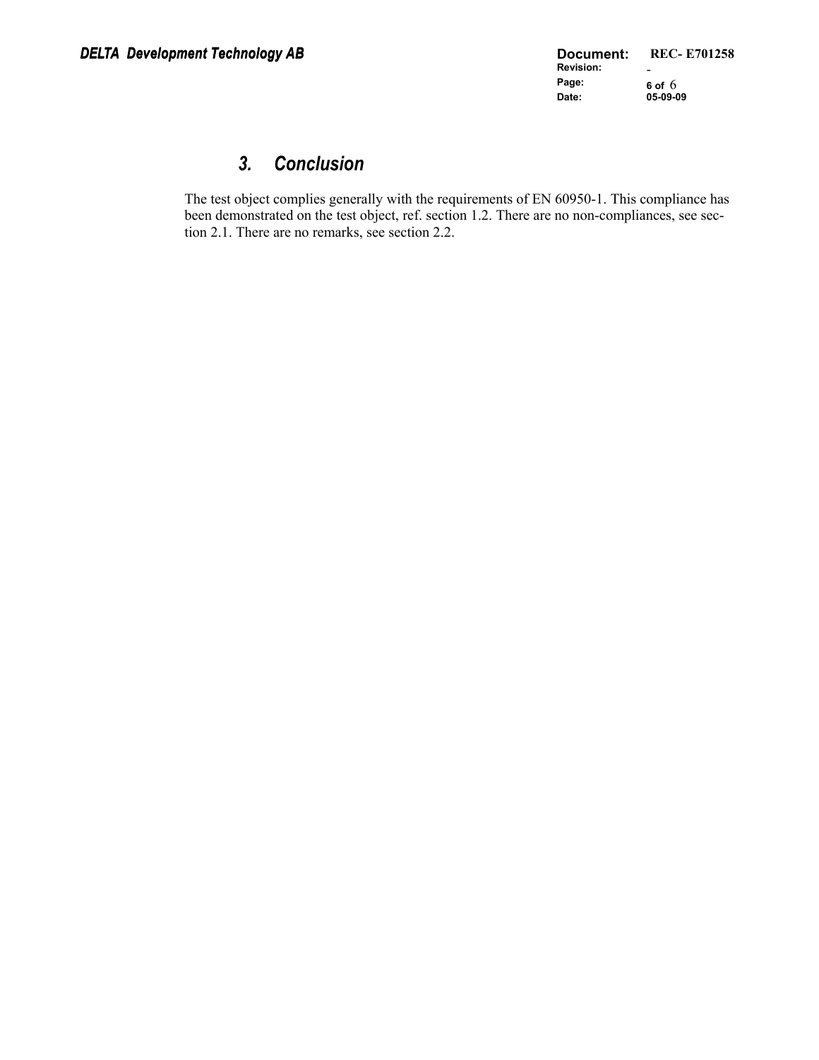## 3. Conclusion

The test object complies generally with the requirements of EN 60950-1. This compliance has been demonstrated on the test object, ref. section 1.2. There are no non-compliances, see section 2.1. There are no remarks, see section 2.2.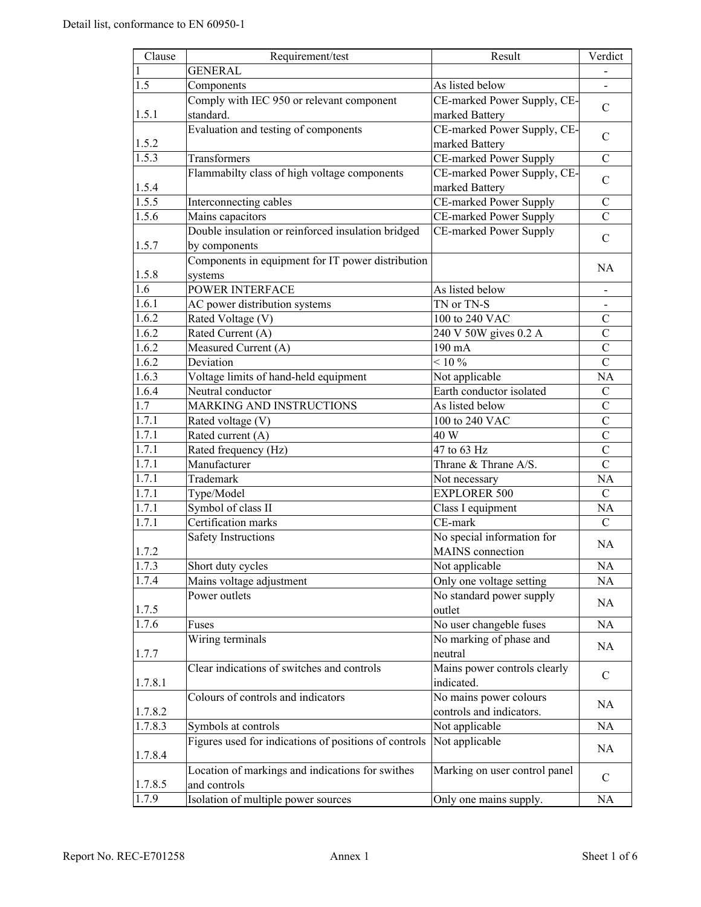Detail list, conformance to EN 60950-1

| Clause | Requirement/test | Result | Verdict |
|---|---|---|---|
| 1 | GENERAL | | - |
| 1.5 | Components | As listed below | - |
| 1.5.1 | Comply with IEC 950 or relevant component standard. | CE-marked Power Supply, CE-marked Battery | C |
| 1.5.2 | Evaluation and testing of components | CE-marked Power Supply, CE-marked Battery | C |
| 1.5.3 | Transformers | CE-marked Power Supply | C |
| 1.5.4 | Flammabilty class of high voltage components | CE-marked Power Supply, CE-marked Battery | C |
| 1.5.5 | Interconnecting cables | CE-marked Power Supply | C |
| 1.5.6 | Mains capacitors | CE-marked Power Supply | C |
| 1.5.7 | Double insulation or reinforced insulation bridged by components | CE-marked Power Supply | C |
| 1.5.8 | Components in equipment for IT power distribution systems | | NA |
| 1.6 | POWER INTERFACE | As listed below | - |
| 1.6.1 | AC power distribution systems | TN or TN-S | - |
| 1.6.2 | Rated Voltage (V) | 100 to 240 VAC | C |
| 1.6.2 | Rated Current (A) | 240 V 50W gives 0.2 A | C |
| 1.6.2 | Measured Current (A) | 190 mA | C |
| 1.6.2 | Deviation | < 10 % | C |
| 1.6.3 | Voltage limits of hand-held equipment | Not applicable | NA |
| 1.6.4 | Neutral conductor | Earth conductor isolated | C |
| 1.7 | MARKING AND INSTRUCTIONS | As listed below | C |
| 1.7.1 | Rated voltage (V) | 100 to 240 VAC | C |
| 1.7.1 | Rated current (A) | 40 W | C |
| 1.7.1 | Rated frequency (Hz) | 47 to 63 Hz | C |
| 1.7.1 | Manufacturer | Thrane & Thrane A/S. | C |
| 1.7.1 | Trademark | Not necessary | NA |
| 1.7.1 | Type/Model | EXPLORER 500 | C |
| 1.7.1 | Symbol of class II | Class I equipment | NA |
| 1.7.1 | Certification marks | CE-mark | C |
| 1.7.2 | Safety Instructions | No special information for MAINS connection | NA |
| 1.7.3 | Short duty cycles | Not applicable | NA |
| 1.7.4 | Mains voltage adjustment | Only one voltage setting | NA |
| 1.7.5 | Power outlets | No standard power supply outlet | NA |
| 1.7.6 | Fuses | No user changeble fuses | NA |
| 1.7.7 | Wiring terminals | No marking of phase and neutral | NA |
| 1.7.8.1 | Clear indications of switches and controls | Mains power controls clearly indicated. | C |
| 1.7.8.2 | Colours of controls and indicators | No mains power colours controls and indicators. | NA |
| 1.7.8.3 | Symbols at controls | Not applicable | NA |
| 1.7.8.4 | Figures used for indications of positions of controls | Not applicable | NA |
| 1.7.8.5 | Location of markings and indications for swithes and controls | Marking on user control panel | C |
| 1.7.9 | Isolation of multiple power sources | Only one mains supply. | NA |

Report No. REC-E701258 Annex 1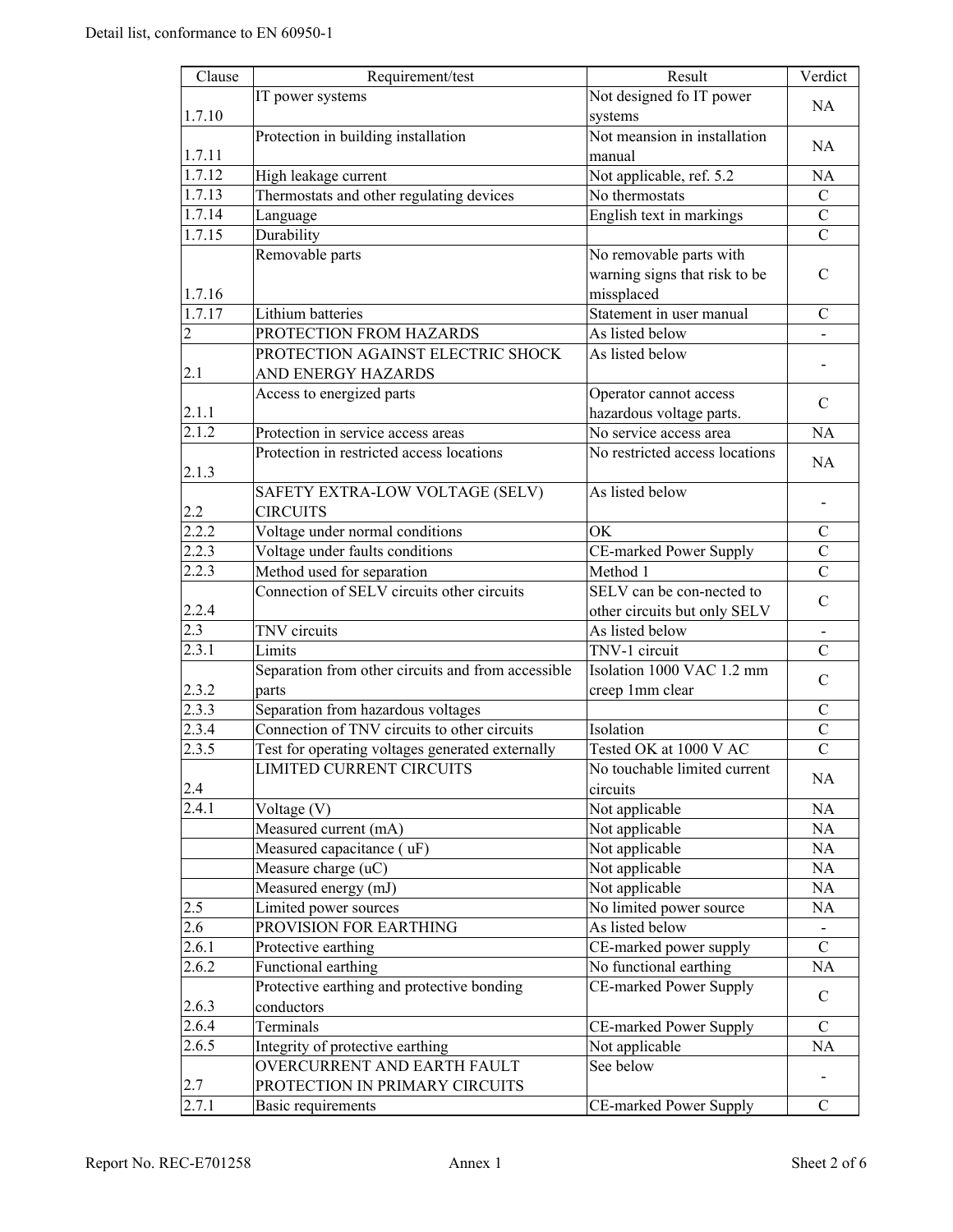| Clause | Requirement/test | Result | Verdict |
| --- | --- | --- | --- |
| 1.7.10 | IT power systems | Not designed fo IT power systems | NA |
| 1.7.11 | Protection in building installation | Not meansion in installation manual | NA |
| 1.7.12 | High leakage current | Not applicable, ref. 5.2 | NA |
| 1.7.13 | Thermostats and other regulating devices | No thermostats | C |
| 1.7.14 | Language | English text in markings | C |
| 1.7.15 | Durability | | C |
| 1.7.16 | Removable parts | No removable parts with warning signs that risk to be missplaced | C |
| 1.7.17 | Lithium batteries | Statement in user manual | C |
| 2 | PROTECTION FROM HAZARDS | As listed below | - |
| 2.1 | PROTECTION AGAINST ELECTRIC SHOCK AND ENERGY HAZARDS | As listed below | - |
| 2.1.1 | Access to energized parts | Operator cannot access hazardous voltage parts. | C |
| 2.1.2 | Protection in service access areas | No service access area | NA |
| 2.1.3 | Protection in restricted access locations | No restricted access locations | NA |
| 2.2 | SAFETY EXTRA-LOW VOLTAGE (SELV) CIRCUITS | As listed below | - |
| 2.2.2 | Voltage under normal conditions | OK | C |
| 2.2.3 | Voltage under faults conditions | CE-marked Power Supply | C |
| 2.2.3 | Method used for separation | Method 1 | C |
| 2.2.4 | Connection of SELV circuits other circuits | SELV can be con-nected to other circuits but only SELV | C |
| 2.3 | TNV circuits | As listed below | - |
| 2.3.1 | Limits | TNV-1 circuit | C |
| 2.3.2 | Separation from other circuits and from accessible parts | Isolation 1000 VAC 1.2 mm creep 1mm clear | C |
| 2.3.3 | Separation from hazardous voltages | | C |
| 2.3.4 | Connection of TNV circuits to other circuits | Isolation | C |
| 2.3.5 | Test for operating voltages generated externally | Tested OK at 1000 V AC | C |
| 2.4 | LIMITED CURRENT CIRCUITS | No touchable limited current circuits | NA |
| 2.4.1 | Voltage (V) | Not applicable | NA |
| | Measured current (mA) | Not applicable | NA |
| | Measured capacitance ( uF) | Not applicable | NA |
| | Measure charge (uC) | Not applicable | NA |
| | Measured energy (mJ) | Not applicable | NA |
| 2.5 | Limited power sources | No limited power source | NA |
| 2.6 | PROVISION FOR EARTHING | As listed below | - |
| 2.6.1 | Protective earthing | CE-marked power supply | C |
| 2.6.2 | Functional earthing | No functional earthing | NA |
| 2.6.3 | Protective earthing and protective bonding conductors | CE-marked Power Supply | C |
| 2.6.4 | Terminals | CE-marked Power Supply | C |
| 2.6.5 | Integrity of protective earthing | Not applicable | NA |
| 2.7 | OVERCURRENT AND EARTH FAULT PROTECTION IN PRIMARY CIRCUITS | See below | - |
| 2.7.1 | Basic requirements | CE-marked Power Supply | C |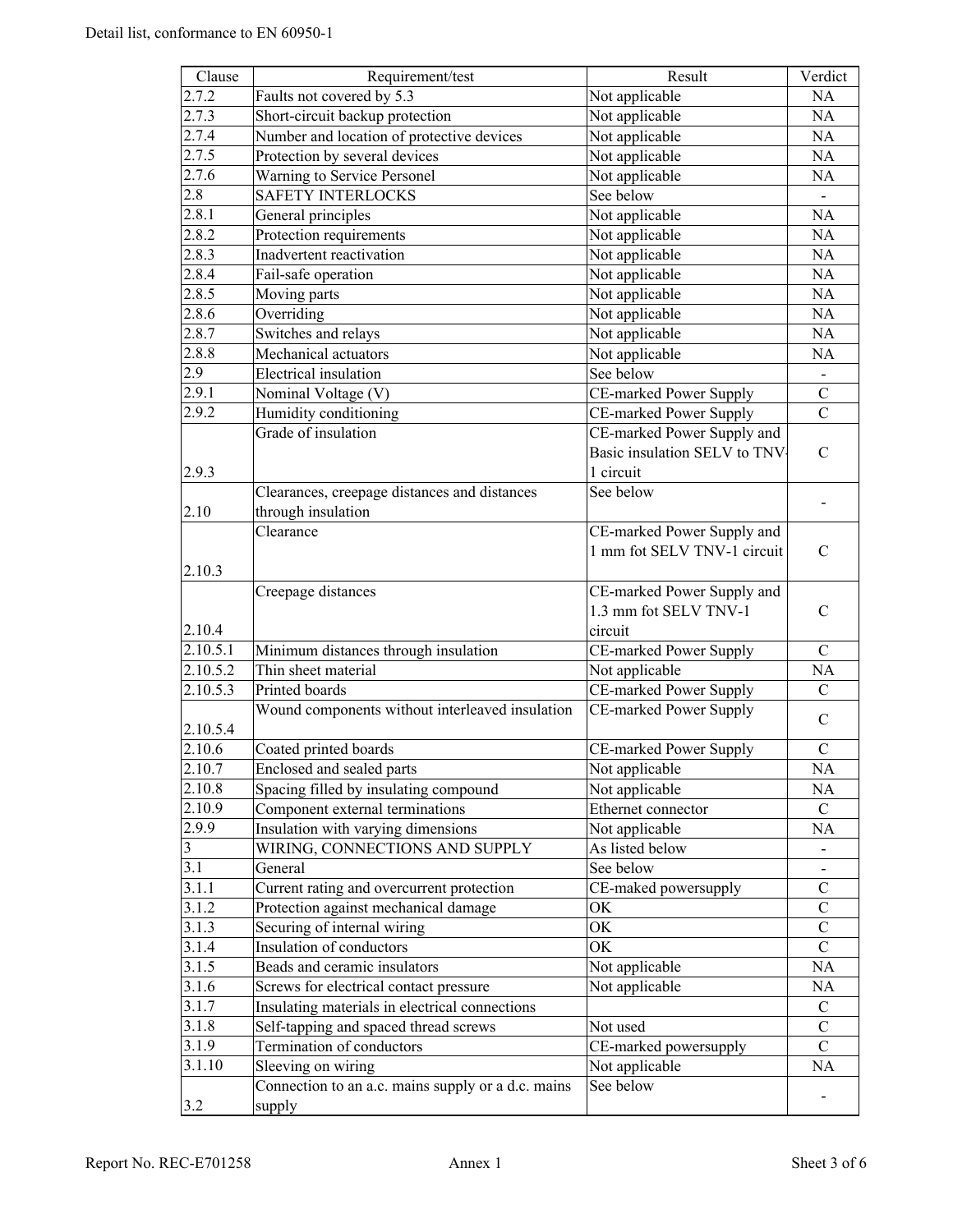Detail list, conformance to EN 60950-1

| Clause | Requirement/test | Result | Verdict |
|---|---|---|---|
| 2.7.2 | Faults not covered by 5.3 | Not applicable | NA |
| 2.7.3 | Short-circuit backup protection | Not applicable | NA |
| 2.7.4 | Number and location of protective devices | Not applicable | NA |
| 2.7.5 | Protection by several devices | Not applicable | NA |
| 2.7.6 | Warning to Service Personel | Not applicable | NA |
| 2.8 | SAFETY INTERLOCKS | See below | - |
| 2.8.1 | General principles | Not applicable | NA |
| 2.8.2 | Protection requirements | Not applicable | NA |
| 2.8.3 | Inadvertent reactivation | Not applicable | NA |
| 2.8.4 | Fail-safe operation | Not applicable | NA |
| 2.8.5 | Moving parts | Not applicable | NA |
| 2.8.6 | Overriding | Not applicable | NA |
| 2.8.7 | Switches and relays | Not applicable | NA |
| 2.8.8 | Mechanical actuators | Not applicable | NA |
| 2.9 | Electrical insulation | See below | - |
| 2.9.1 | Nominal Voltage (V) | CE-marked Power Supply | C |
| 2.9.2 | Humidity conditioning | CE-marked Power Supply | C |
| 2.9.3 | Grade of insulation | CE-marked Power Supply and Basic insulation SELV to TNV-1 circuit | C |
| 2.10 | Clearances, creepage distances and distances through insulation | See below | - |
| 2.10.3 | Clearance | CE-marked Power Supply and 1 mm fot SELV TNV-1 circuit | C |
| 2.10.4 | Creepage distances | CE-marked Power Supply and 1.3 mm fot SELV TNV-1 circuit | C |
| 2.10.5.1 | Minimum distances through insulation | CE-marked Power Supply | C |
| 2.10.5.2 | Thin sheet material | Not applicable | NA |
| 2.10.5.3 | Printed boards | CE-marked Power Supply | C |
| 2.10.5.4 | Wound components without interleaved insulation | CE-marked Power Supply | C |
| 2.10.6 | Coated printed boards | CE-marked Power Supply | C |
| 2.10.7 | Enclosed and sealed parts | Not applicable | NA |
| 2.10.8 | Spacing filled by insulating compound | Not applicable | NA |
| 2.10.9 | Component external terminations | Ethernet connector | C |
| 2.9.9 | Insulation with varying dimensions | Not applicable | NA |
| 3 | WIRING, CONNECTIONS AND SUPPLY | As listed below | - |
| 3.1 | General | See below | - |
| 3.1.1 | Current rating and overcurrent protection | CE-maked powersupply | C |
| 3.1.2 | Protection against mechanical damage | OK | C |
| 3.1.3 | Securing of internal wiring | OK | C |
| 3.1.4 | Insulation of conductors | OK | C |
| 3.1.5 | Beads and ceramic insulators | Not applicable | NA |
| 3.1.6 | Screws for electrical contact pressure | Not applicable | NA |
| 3.1.7 | Insulating materials in electrical connections | | C |
| 3.1.8 | Self-tapping and spaced thread screws | Not used | C |
| 3.1.9 | Termination of conductors | CE-marked powersupply | C |
| 3.1.10 | Sleeving on wiring | Not applicable | NA |
| 3.2 | Connection to an a.c. mains supply or a d.c. mains supply | See below | - |

Report No. REC-E701258 Annex 1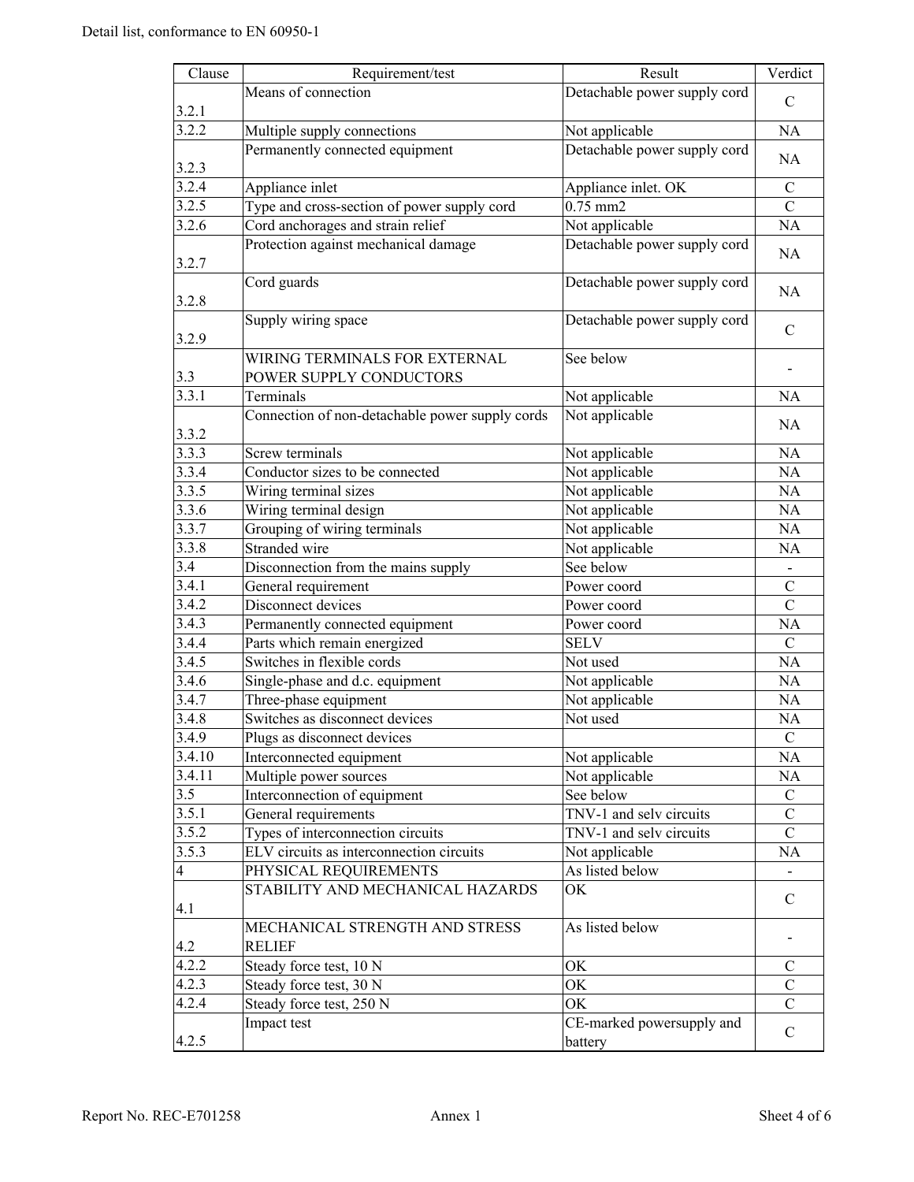Detail list, conformance to EN 60950-1

| Clause | Requirement/test | Result | Verdict |
|---|---|---|---|
| 3.2.1 | Means of connection | Detachable power supply cord | C |
| 3.2.2 | Multiple supply connections | Not applicable | NA |
| 3.2.3 | Permanently connected equipment | Detachable power supply cord | NA |
| 3.2.4 | Appliance inlet | Appliance inlet. OK | C |
| 3.2.5 | Type and cross-section of power supply cord | 0.75 mm2 | C |
| 3.2.6 | Cord anchorages and strain relief | Not applicable | NA |
| 3.2.7 | Protection against mechanical damage | Detachable power supply cord | NA |
| 3.2.8 | Cord guards | Detachable power supply cord | NA |
| 3.2.9 | Supply wiring space | Detachable power supply cord | C |
| 3.3 | WIRING TERMINALS FOR EXTERNAL POWER SUPPLY CONDUCTORS | See below | - |
| 3.3.1 | Terminals | Not applicable | NA |
| 3.3.2 | Connection of non-detachable power supply cords | Not applicable | NA |
| 3.3.3 | Screw terminals | Not applicable | NA |
| 3.3.4 | Conductor sizes to be connected | Not applicable | NA |
| 3.3.5 | Wiring terminal sizes | Not applicable | NA |
| 3.3.6 | Wiring terminal design | Not applicable | NA |
| 3.3.7 | Grouping of wiring terminals | Not applicable | NA |
| 3.3.8 | Stranded wire | Not applicable | NA |
| 3.4 | Disconnection from the mains supply | See below | - |
| 3.4.1 | General requirement | Power coord | C |
| 3.4.2 | Disconnect devices | Power coord | C |
| 3.4.3 | Permanently connected equipment | Power coord | NA |
| 3.4.4 | Parts which remain energized | SELV | C |
| 3.4.5 | Switches in flexible cords | Not used | NA |
| 3.4.6 | Single-phase and d.c. equipment | Not applicable | NA |
| 3.4.7 | Three-phase equipment | Not applicable | NA |
| 3.4.8 | Switches as disconnect devices | Not used | NA |
| 3.4.9 | Plugs as disconnect devices | | C |
| 3.4.10 | Interconnected equipment | Not applicable | NA |
| 3.4.11 | Multiple power sources | Not applicable | NA |
| 3.5 | Interconnection of equipment | See below | C |
| 3.5.1 | General requirements | TNV-1 and selv circuits | C |
| 3.5.2 | Types of interconnection circuits | TNV-1 and selv circuits | C |
| 3.5.3 | ELV circuits as interconnection circuits | Not applicable | NA |
| 4 | PHYSICAL REQUIREMENTS | As listed below | - |
| 4.1 | STABILITY AND MECHANICAL HAZARDS | OK | C |
| 4.2 | MECHANICAL STRENGTH AND STRESS RELIEF | As listed below | - |
| 4.2.2 | Steady force test, 10 N | OK | C |
| 4.2.3 | Steady force test, 30 N | OK | C |
| 4.2.4 | Steady force test, 250 N | OK | C |
| 4.2.5 | Impact test | CE-marked powersupply and battery | C |

Report No. REC-E701258 Annex 1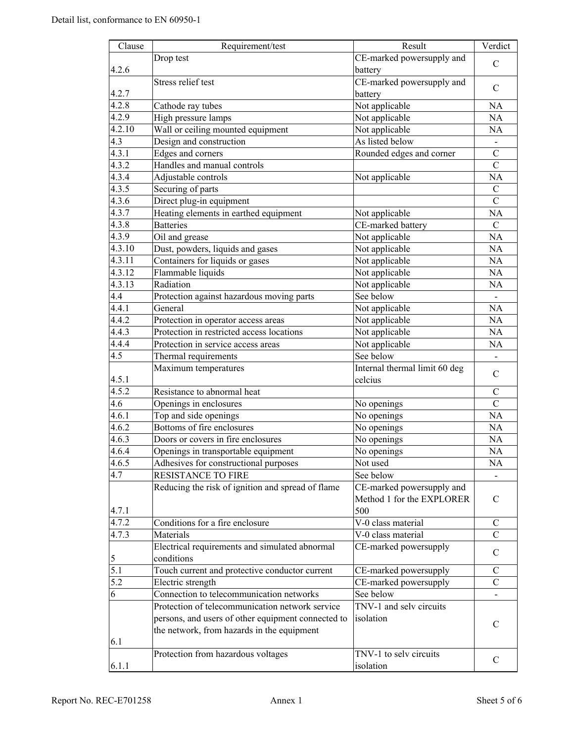Detail list, conformance to EN 60950-1

| Clause | Requirement/test | Result | Verdict |
|---|---|---|---|
| 4.2.6 | Drop test | CE-marked powersupply and battery | C |
| 4.2.7 | Stress relief test | CE-marked powersupply and battery | C |
| 4.2.8 | Cathode ray tubes | Not applicable | NA |
| 4.2.9 | High pressure lamps | Not applicable | NA |
| 4.2.10 | Wall or ceiling mounted equipment | Not applicable | NA |
| 4.3 | Design and construction | As listed below | - |
| 4.3.1 | Edges and corners | Rounded edges and corner | C |
| 4.3.2 | Handles and manual controls | | C |
| 4.3.4 | Adjustable controls | Not applicable | NA |
| 4.3.5 | Securing of parts | | C |
| 4.3.6 | Direct plug-in equipment | | C |
| 4.3.7 | Heating elements in earthed equipment | Not applicable | NA |
| 4.3.8 | Batteries | CE-marked battery | C |
| 4.3.9 | Oil and grease | Not applicable | NA |
| 4.3.10 | Dust, powders, liquids and gases | Not applicable | NA |
| 4.3.11 | Containers for liquids or gases | Not applicable | NA |
| 4.3.12 | Flammable liquids | Not applicable | NA |
| 4.3.13 | Radiation | Not applicable | NA |
| 4.4 | Protection against hazardous moving parts | See below | - |
| 4.4.1 | General | Not applicable | NA |
| 4.4.2 | Protection in operator access areas | Not applicable | NA |
| 4.4.3 | Protection in restricted access locations | Not applicable | NA |
| 4.4.4 | Protection in service access areas | Not applicable | NA |
| 4.5 | Thermal requirements | See below | - |
| 4.5.1 | Maximum temperatures | Internal thermal limit 60 deg celcius | C |
| 4.5.2 | Resistance to abnormal heat | | C |
| 4.6 | Openings in enclosures | No openings | C |
| 4.6.1 | Top and side openings | No openings | NA |
| 4.6.2 | Bottoms of fire enclosures | No openings | NA |
| 4.6.3 | Doors or covers in fire enclosures | No openings | NA |
| 4.6.4 | Openings in transportable equipment | No openings | NA |
| 4.6.5 | Adhesives for constructional purposes | Not used | NA |
| 4.7 | RESISTANCE TO FIRE | See below | - |
| 4.7.1 | Reducing the risk of ignition and spread of flame | CE-marked powersupply and Method 1 for the EXPLORER 500 | C |
| 4.7.2 | Conditions for a fire enclosure | V-0 class material | C |
| 4.7.3 | Materials | V-0 class material | C |
| 5 | Electrical requirements and simulated abnormal conditions | CE-marked powersupply | C |
| 5.1 | Touch current and protective conductor current | CE-marked powersupply | C |
| 5.2 | Electric strength | CE-marked powersupply | C |
| 6 | Connection to telecommunication networks | See below | - |
| 6.1 | Protection of telecommunication network service persons, and users of other equipment connected to the network, from hazards in the equipment | TNV-1 and selv circuits isolation | C |
| 6.1.1 | Protection from hazardous voltages | TNV-1 to selv circuits isolation | C |

Report No. REC-E701258 Annex 1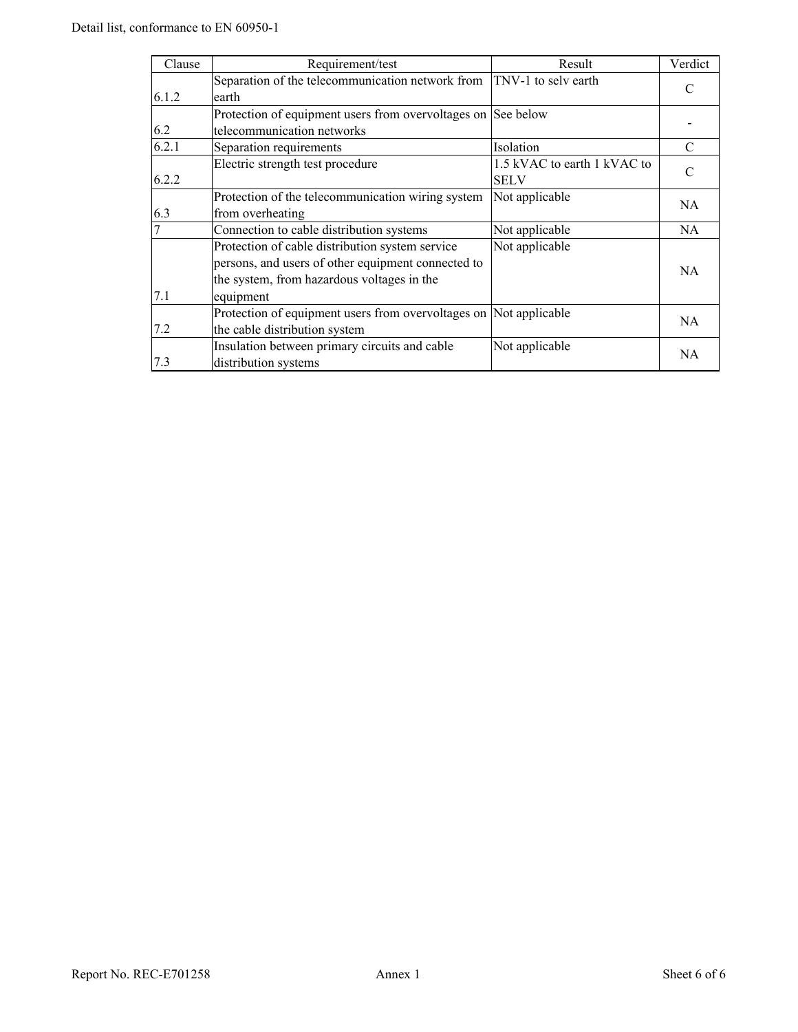Detail list, conformance to EN 60950-1

| Clause | Requirement/test | Result | Verdict |
|---|---|---|---|
| 6.1.2 | Separation of the telecommunication network from earth | TNV-1 to selv earth | C |
| 6.2 | Protection of equipment users from overvoltages on telecommunication networks | See below | - |
| 6.2.1 | Separation requirements | Isolation | C |
| 6.2.2 | Electric strength test procedure | 1.5 kVAC to earth 1 kVAC to SELV | C |
| 6.3 | Protection of the telecommunication wiring system from overheating | Not applicable | NA |
| 7 | Connection to cable distribution systems | Not applicable | NA |
| 7.1 | Protection of cable distribution system service persons, and users of other equipment connected to the system, from hazardous voltages in the equipment | Not applicable | NA |
| 7.2 | Protection of equipment users from overvoltages on the cable distribution system | Not applicable | NA |
| 7.3 | Insulation between primary circuits and cable distribution systems | Not applicable | NA |

Report No. REC-E701258 Annex 1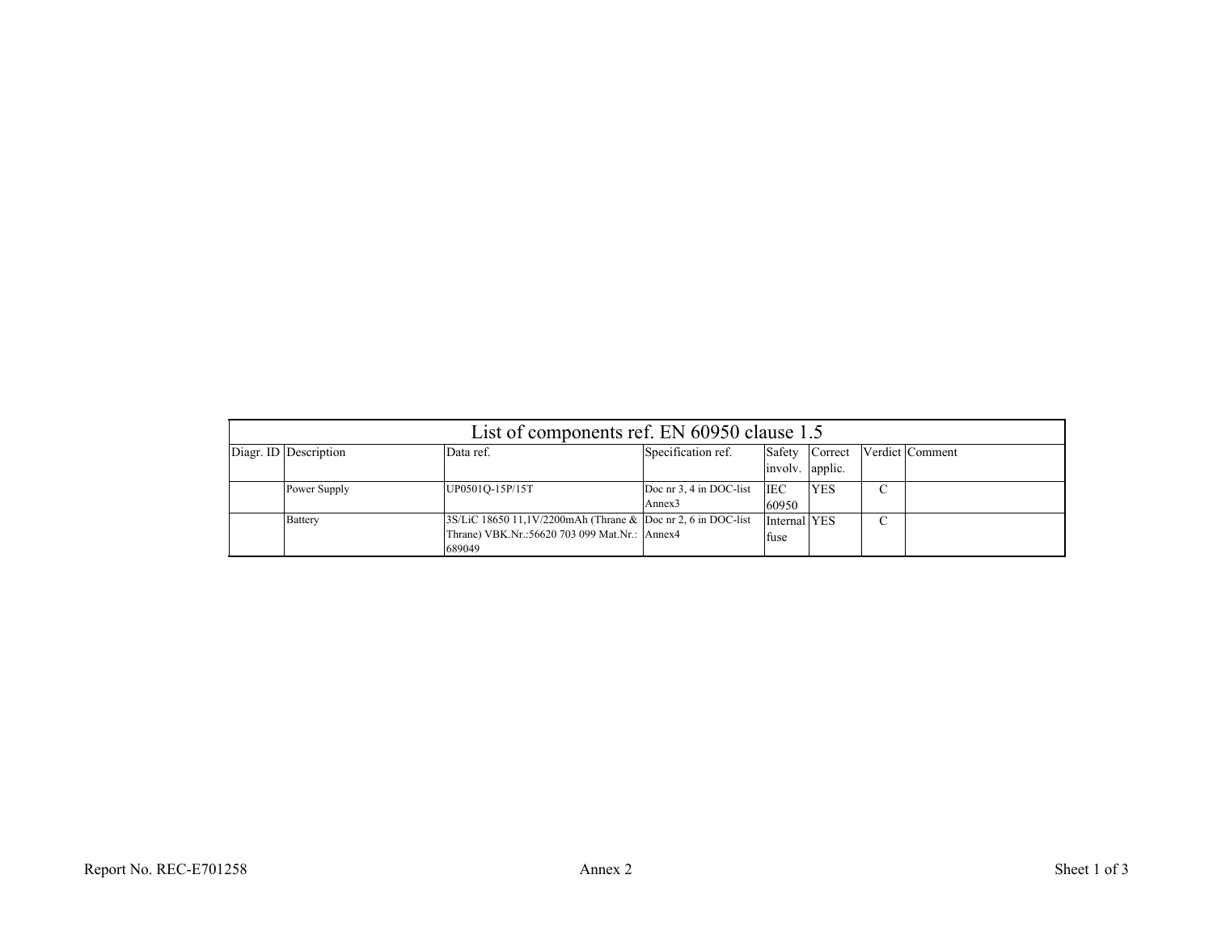| List of components ref. EN 60950 clause 1.5 | | | | | | | |
|---|---|---|---|---|---|---|---|
| Diagr. ID | Description | Data ref. | Specification ref. | Safety involv. | Correct applic. | Verdict | Comment |
| | Power Supply | UP0501Q-15P/15T | Doc nr 3, 4 in DOC-list Annex3 | IEC 60950 | YES | C | |
| | Battery | 3S/LiC 18650 11,1V/2200mAh (Thrane & Thrane) VBK.Nr.:56620 703 099 Mat.Nr.: 689049 | Doc nr 2, 6 in DOC-list Annex4 | Internal fuse | YES | C | |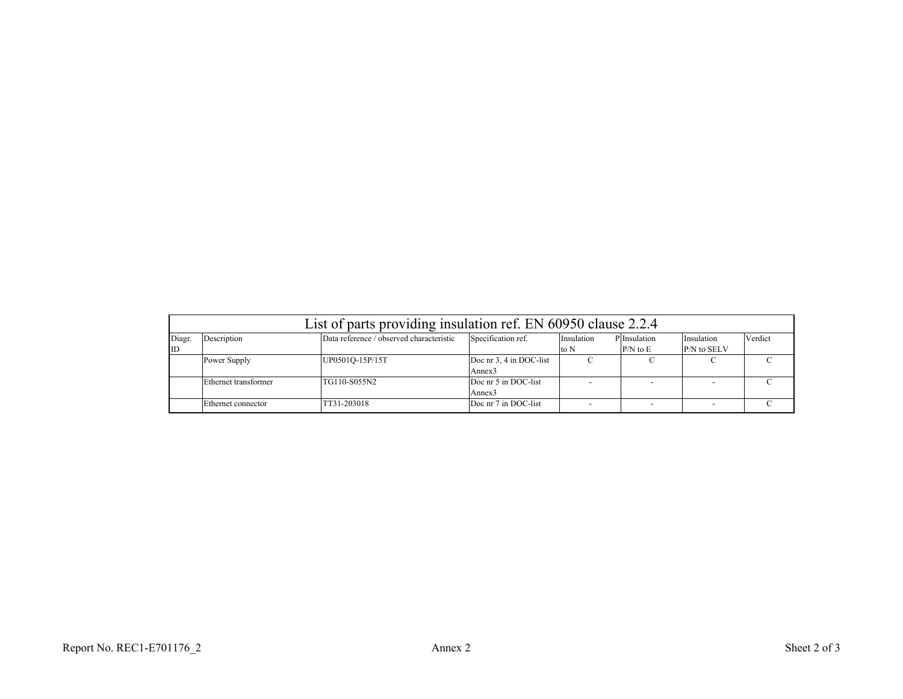| List of parts providing insulation ref. EN 60950 clause 2.2.4 | | | | | | | |
|---|---|---|---|---|---|---|---|
| Diagr. ID | Description | Data reference / observed characteristic | Specification ref. | Insulation P to N | Insulation P/N to E | Insulation P/N to SELV | Verdict |
| | Power Supply | UP0501Q-15P/15T | Doc nr 3, 4 in DOC-list Annex3 | C | C | C | C |
| | Ethernet transformer | TG110-S055N2 | Doc nr 5 in DOC-list Annex3 | - | - | - | C |
| | Ethernet connector | TT31-203018 | Doc nr 7 in DOC-list | - | - | - | C |

Report No. REC1-E701176_2 Annex 2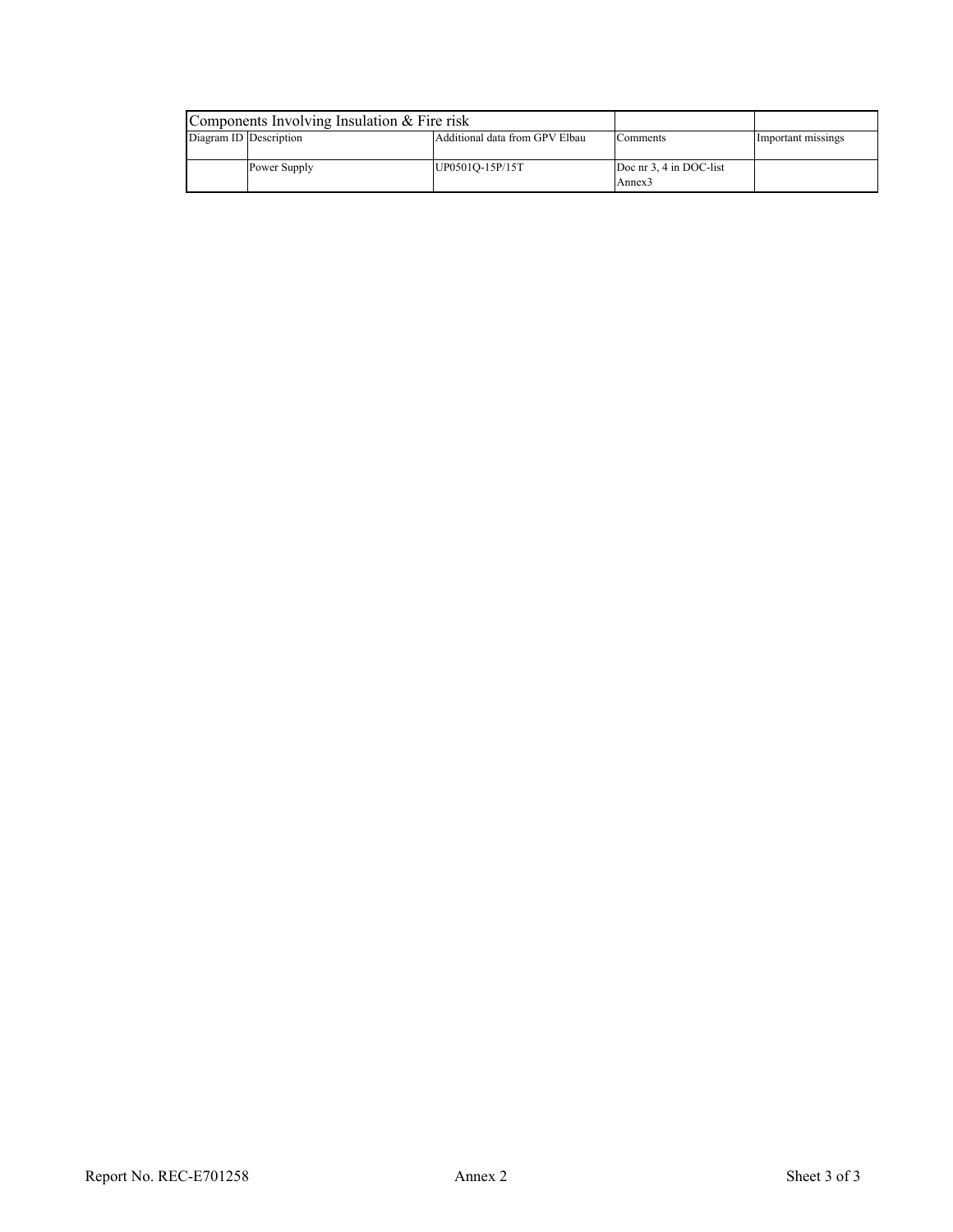| Components Involving Insulation & Fire risk | | | | |
|---|---|---|---|---|
| Diagram ID | Description | Additional data from GPV Elbau | Comments | Important missings |
| | Power Supply | UP0501Q-15P/15T | Doc nr 3, 4 in DOC-list Annex3 | |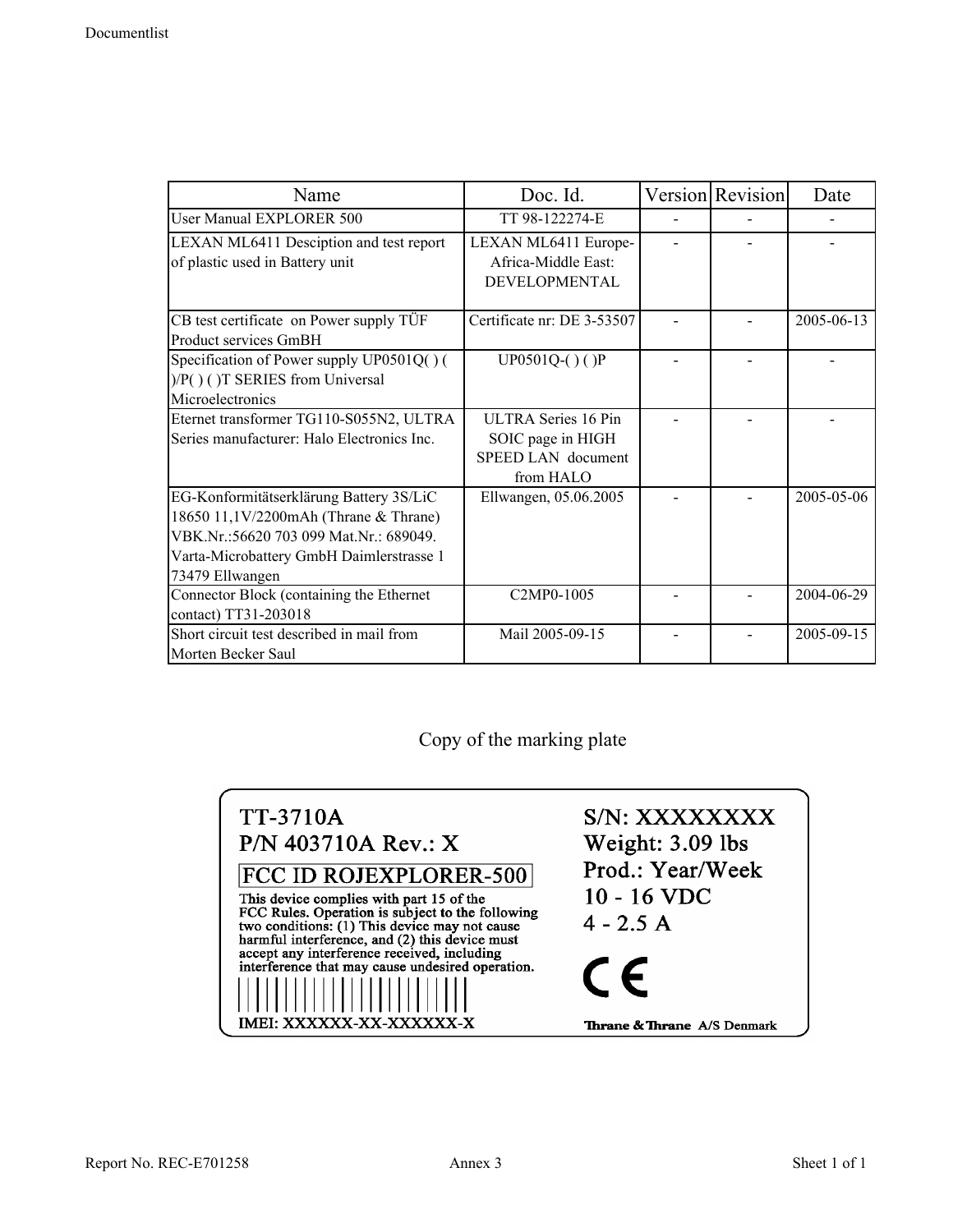| Name | Doc. Id. | Version | Revision | Date |
|---|---|---|---|---|
| User Manual EXPLORER 500 | TT 98-122274-E | - | - | - |
| LEXAN ML6411 Desciption and test report of plastic used in Battery unit | LEXAN ML6411 Europe-Africa-Middle East: DEVELOPMENTAL | - | - | - |
| CB test certificate on Power supply TÜF Product services GmBH | Certificate nr: DE 3-53507 | - | - | 2005-06-13 |
| Specification of Power supply UP0501Q( ) ( )/P( ) ( )T SERIES from Universal Microelectronics | UP0501Q-( ) ( )P | - | - | - |
| Eternet transformer TG110-S055N2, ULTRA Series manufacturer: Halo Electronics Inc. | ULTRA Series 16 Pin SOIC page in HIGH SPEED LAN document from HALO | - | - | - |
| EG-Konformitätserklärung Battery 3S/LiC 18650 11,1V/2200mAh (Thrane & Thrane) VBK.Nr.:56620 703 099 Mat.Nr.: 689049. Varta-Microbattery GmbH Daimlerstrasse 1 73479 Ellwangen | Ellwangen, 05.06.2005 | - | - | 2005-05-06 |
| Connector Block (containing the Ethernet contact) TT31-203018 | C2MP0-1005 | - | - | 2004-06-29 |
| Short circuit test described in mail from Morten Becker Saul | Mail 2005-09-15 | - | - | 2005-09-15 |

Copy of the marking plate

TT-3710A
P/N 403710A Rev.: X

FCC ID ROJEXPLORER-500

This device complies with part 15 of the FCC Rules. Operation is subject to the following two conditions: (1) This device may not cause harmful interference, and (2) this device must accept any interference received, including interference that may cause undesired operation.

IMEI: XXXXXX-XX-XXXXXX-X

S/N: XXXXXXXX
Weight: 3.09 lbs
Prod.: Year/Week
10 - 16 VDC
4 - 2.5 A

CE

Thrane & Thrane A/S Denmark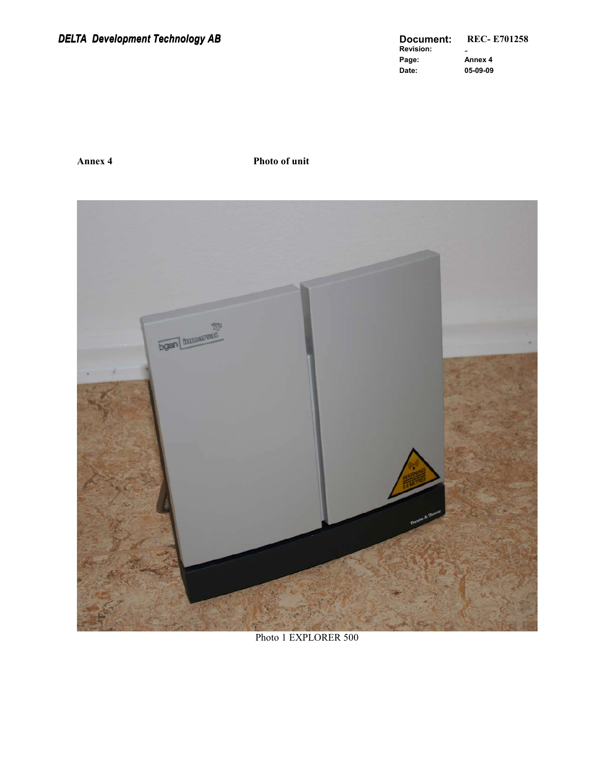**Annex 4** **Photo of unit**

Photo 1 EXPLORER 500